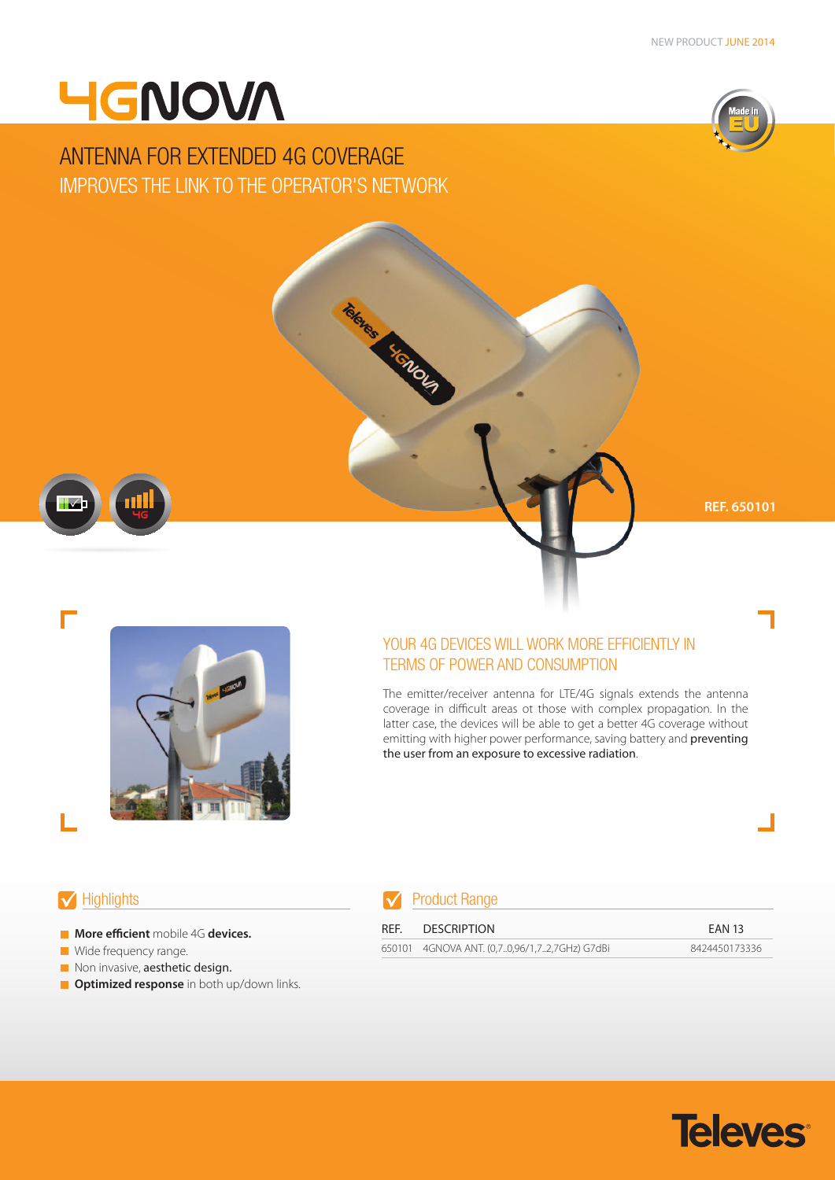NEW PRODUCT JUNE 2014

# 4GNOVA

## ANTENNA FOR EXTENDED 4G COVERAGE
## IMPROVES THE LINK TO THE OPERATOR'S NETWORK

REF. 650101

### YOUR 4G DEVICES WILL WORK MORE EFFICIENTLY IN TERMS OF POWER AND CONSUMPTION

The emitter/receiver antenna for LTE/4G signals extends the antenna coverage in difficult areas ot those with complex propagation. In the latter case, the devices will be able to get a better 4G coverage without emitting with higher power performance, saving battery and **preventing the user from an exposure to excessive radiation**.

### Highlights

- **More efficient** mobile 4G **devices.**
- Wide frequency range.
- Non invasive, **aesthetic design.**
- **Optimized response** in both up/down links.

### Product Range

| REF. | DESCRIPTION | EAN 13 |
|---|---|---|
| 650101 | 4GNOVA ANT. (0,7..0,96/1,7..2,7GHz) G7dBi | 8424450173336 |

Televes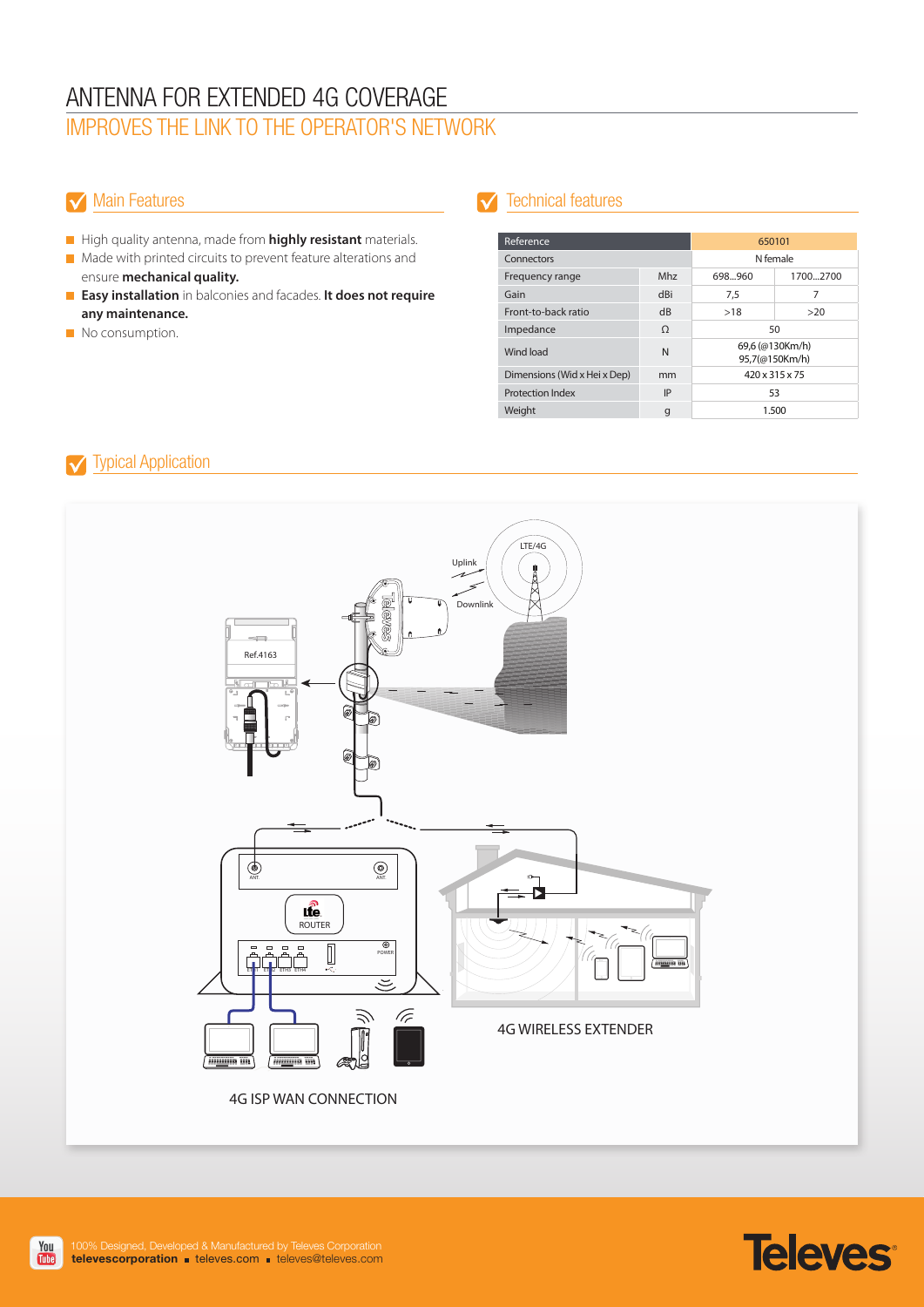# ANTENNA FOR EXTENDED 4G COVERAGE

## IMPROVES THE LINK TO THE OPERATOR'S NETWORK

### Main Features

- High quality antenna, made from **highly resistant** materials.
- Made with printed circuits to prevent feature alterations and ensure **mechanical quality.**
- **Easy installation** in balconies and facades. **It does not require any maintenance.**
- No consumption.

### Technical features

| Reference | | 650101 | |
|---|---|---|---|
| Connectors | | N female | |
| Frequency range | Mhz | 698...960 | 1700...2700 |
| Gain | dBi | 7,5 | 7 |
| Front-to-back ratio | dB | >18 | >20 |
| Impedance | Ω | 50 | |
| Wind load | N | 69,6 (@130Km/h) 95,7(@150Km/h) | |
| Dimensions (Wid x Hei x Dep) | mm | 420 x 315 x 75 | |
| Protection Index | IP | 53 | |
| Weight | g | 1.500 | |

### Typical Application

LTE/4G

Uplink

Downlink

Ref.4163

ANT

ANT

lte

ROUTER

POWER

4G ISP WAN CONNECTION

4G WIRELESS EXTENDER

100% Designed, Developed & Manufactured by Televes Corporation
**televescorporation** ■ televes.com ■ televes@televes.com